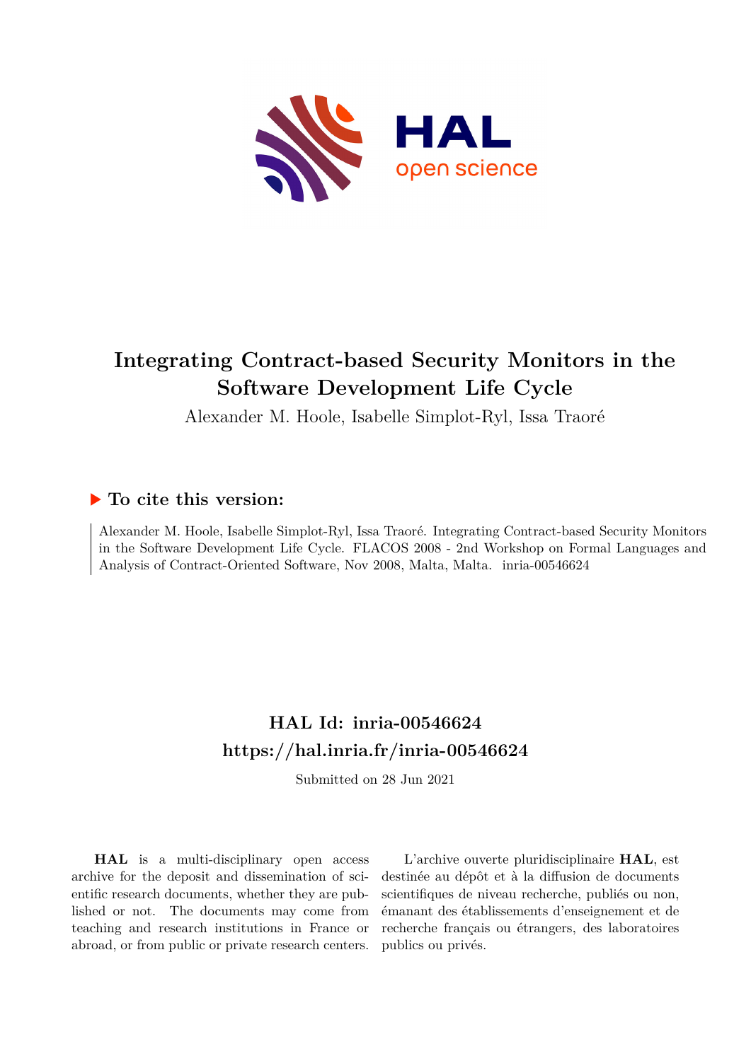# Integrating Contract-based Security Monitors in the Software Development Life Cycle

Alexander M. Hoole, Isabelle Simplot-Ryl, Issa Traoré

## ▶ To cite this version:

Alexander M. Hoole, Isabelle Simplot-Ryl, Issa Traoré. Integrating Contract-based Security Monitors in the Software Development Life Cycle. FLACOS 2008 - 2nd Workshop on Formal Languages and Analysis of Contract-Oriented Software, Nov 2008, Malta, Malta. inria-00546624

## HAL Id: inria-00546624

## https://hal.inria.fr/inria-00546624

Submitted on 28 Jun 2021

**HAL** is a multi-disciplinary open access archive for the deposit and dissemination of scientific research documents, whether they are published or not. The documents may come from teaching and research institutions in France or abroad, or from public or private research centers.

L'archive ouverte pluridisciplinaire **HAL**, est destinée au dépôt et à la diffusion de documents scientifiques de niveau recherche, publiés ou non, émanant des établissements d'enseignement et de recherche français ou étrangers, des laboratoires publics ou privés.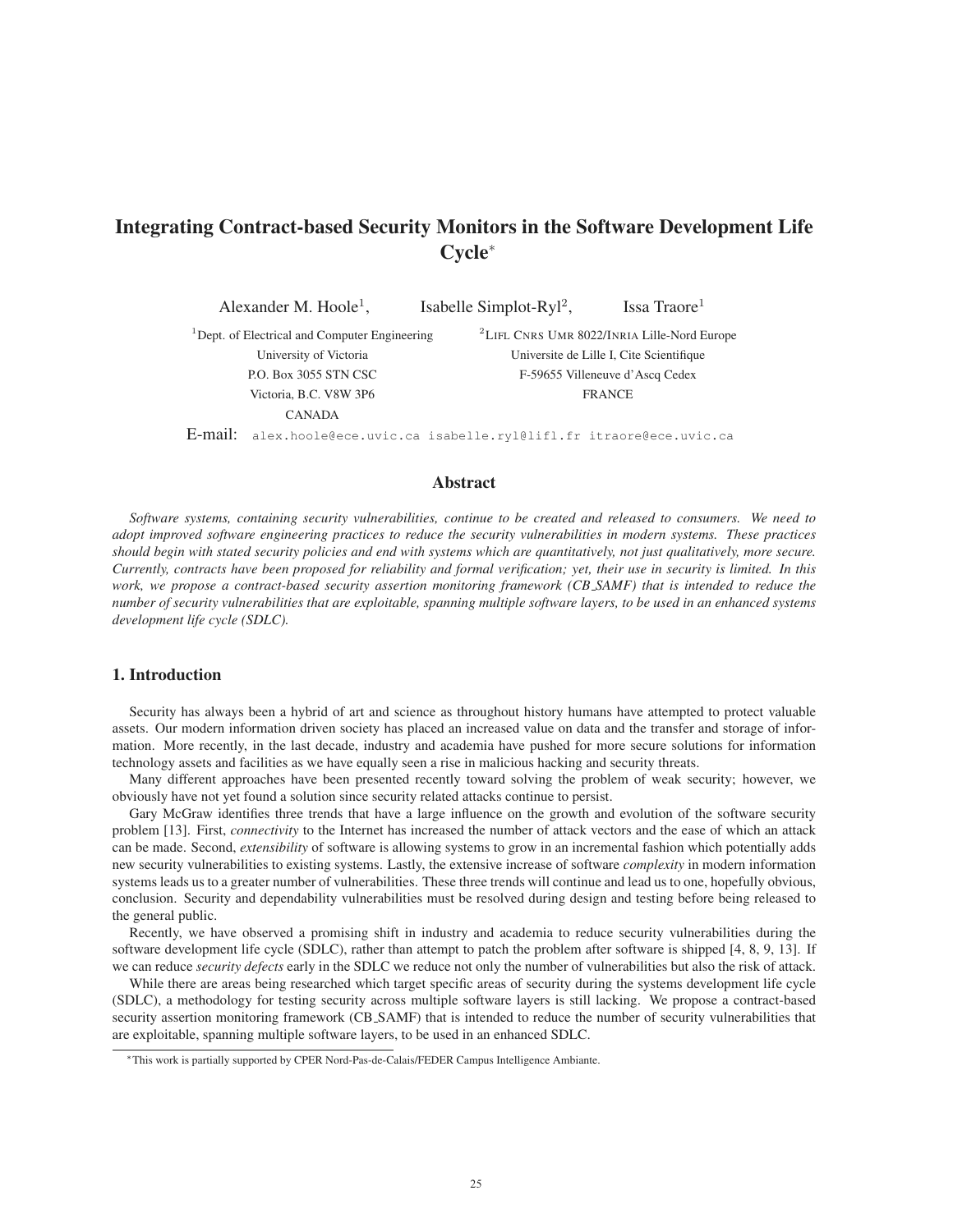# Integrating Contract-based Security Monitors in the Software Development Life Cycle*

Alexander M. Hoole[1], Isabelle Simplot-Ryl[2], Issa Traore[1]

[1]Dept. of Electrical and Computer Engineering
University of Victoria
P.O. Box 3055 STN CSC
Victoria, B.C. V8W 3P6
CANADA

[2]LIFL CNRS UMR 8022/INRIA Lille-Nord Europe
Universite de Lille I, Cite Scientifique
F-59655 Villeneuve d'Ascq Cedex
FRANCE

E-mail: alex.hoole@ece.uvic.ca isabelle.ryl@lifl.fr itraore@ece.uvic.ca

## Abstract

*Software systems, containing security vulnerabilities, continue to be created and released to consumers. We need to adopt improved software engineering practices to reduce the security vulnerabilities in modern systems. These practices should begin with stated security policies and end with systems which are quantitatively, not just qualitatively, more secure. Currently, contracts have been proposed for reliability and formal verification; yet, their use in security is limited. In this work, we propose a contract-based security assertion monitoring framework (CB_SAMF) that is intended to reduce the number of security vulnerabilities that are exploitable, spanning multiple software layers, to be used in an enhanced systems development life cycle (SDLC).*

## 1. Introduction

Security has always been a hybrid of art and science as throughout history humans have attempted to protect valuable assets. Our modern information driven society has placed an increased value on data and the transfer and storage of information. More recently, in the last decade, industry and academia have pushed for more secure solutions for information technology assets and facilities as we have equally seen a rise in malicious hacking and security threats.

Many different approaches have been presented recently toward solving the problem of weak security; however, we obviously have not yet found a solution since security related attacks continue to persist.

Gary McGraw identifies three trends that have a large influence on the growth and evolution of the software security problem [13]. First, *connectivity* to the Internet has increased the number of attack vectors and the ease of which an attack can be made. Second, *extensibility* of software is allowing systems to grow in an incremental fashion which potentially adds new security vulnerabilities to existing systems. Lastly, the extensive increase of software *complexity* in modern information systems leads us to a greater number of vulnerabilities. These three trends will continue and lead us to one, hopefully obvious, conclusion. Security and dependability vulnerabilities must be resolved during design and testing before being released to the general public.

Recently, we have observed a promising shift in industry and academia to reduce security vulnerabilities during the software development life cycle (SDLC), rather than attempt to patch the problem after software is shipped [4, 8, 9, 13]. If we can reduce *security defects* early in the SDLC we reduce not only the number of vulnerabilities but also the risk of attack.

While there are areas being researched which target specific areas of security during the systems development life cycle (SDLC), a methodology for testing security across multiple software layers is still lacking. We propose a contract-based security assertion monitoring framework (CB_SAMF) that is intended to reduce the number of security vulnerabilities that are exploitable, spanning multiple software layers, to be used in an enhanced SDLC.

*This work is partially supported by CPER Nord-Pas-de-Calais/FEDER Campus Intelligence Ambiante.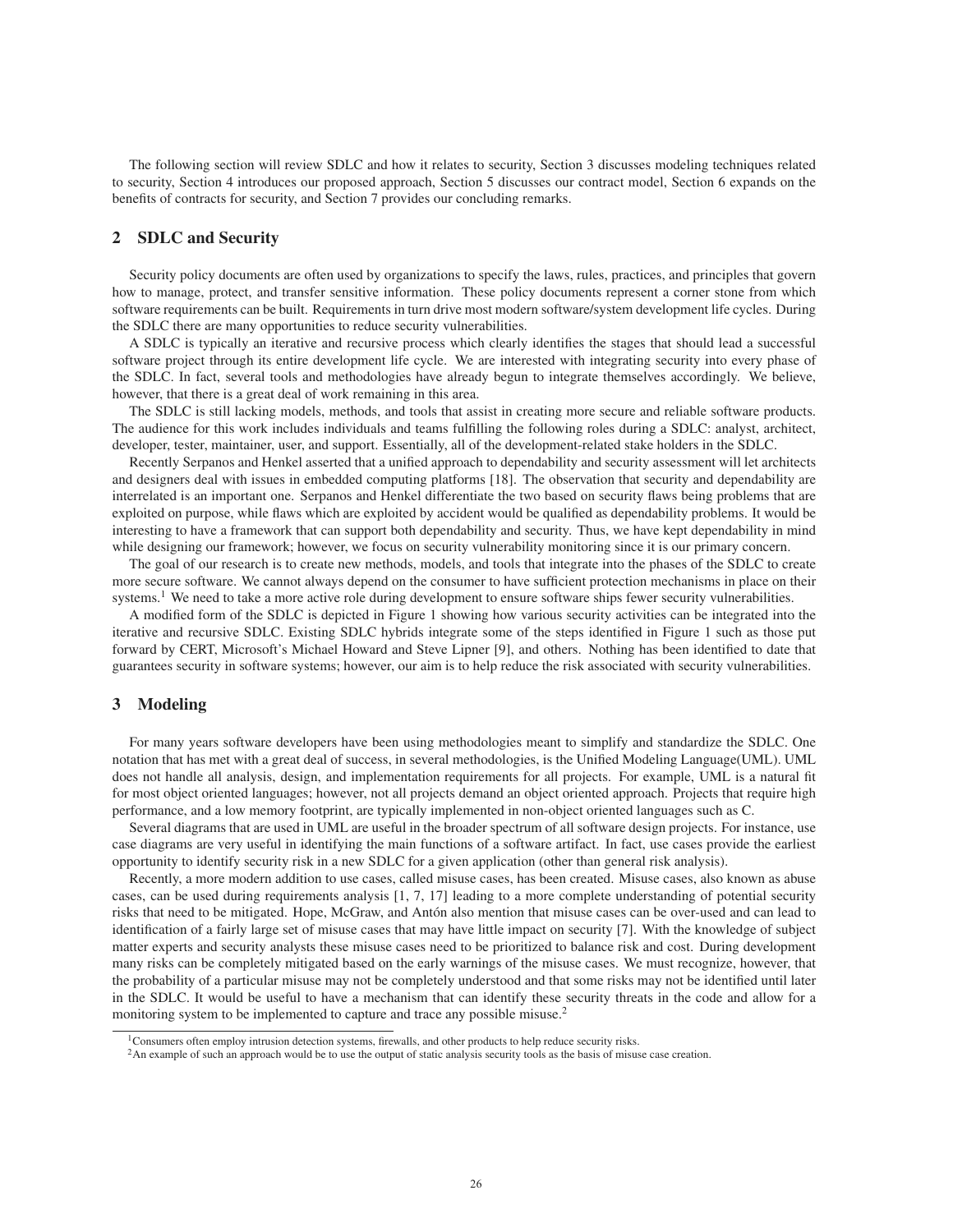The following section will review SDLC and how it relates to security, Section 3 discusses modeling techniques related to security, Section 4 introduces our proposed approach, Section 5 discusses our contract model, Section 6 expands on the benefits of contracts for security, and Section 7 provides our concluding remarks.

## 2 SDLC and Security

Security policy documents are often used by organizations to specify the laws, rules, practices, and principles that govern how to manage, protect, and transfer sensitive information. These policy documents represent a corner stone from which software requirements can be built. Requirements in turn drive most modern software/system development life cycles. During the SDLC there are many opportunities to reduce security vulnerabilities.

A SDLC is typically an iterative and recursive process which clearly identifies the stages that should lead a successful software project through its entire development life cycle. We are interested with integrating security into every phase of the SDLC. In fact, several tools and methodologies have already begun to integrate themselves accordingly. We believe, however, that there is a great deal of work remaining in this area.

The SDLC is still lacking models, methods, and tools that assist in creating more secure and reliable software products. The audience for this work includes individuals and teams fulfilling the following roles during a SDLC: analyst, architect, developer, tester, maintainer, user, and support. Essentially, all of the development-related stake holders in the SDLC.

Recently Serpanos and Henkel asserted that a unified approach to dependability and security assessment will let architects and designers deal with issues in embedded computing platforms [18]. The observation that security and dependability are interrelated is an important one. Serpanos and Henkel differentiate the two based on security flaws being problems that are exploited on purpose, while flaws which are exploited by accident would be qualified as dependability problems. It would be interesting to have a framework that can support both dependability and security. Thus, we have kept dependability in mind while designing our framework; however, we focus on security vulnerability monitoring since it is our primary concern.

The goal of our research is to create new methods, models, and tools that integrate into the phases of the SDLC to create more secure software. We cannot always depend on the consumer to have sufficient protection mechanisms in place on their systems.[1] We need to take a more active role during development to ensure software ships fewer security vulnerabilities.

A modified form of the SDLC is depicted in Figure 1 showing how various security activities can be integrated into the iterative and recursive SDLC. Existing SDLC hybrids integrate some of the steps identified in Figure 1 such as those put forward by CERT, Microsoft's Michael Howard and Steve Lipner [9], and others. Nothing has been identified to date that guarantees security in software systems; however, our aim is to help reduce the risk associated with security vulnerabilities.

## 3 Modeling

For many years software developers have been using methodologies meant to simplify and standardize the SDLC. One notation that has met with a great deal of success, in several methodologies, is the Unified Modeling Language(UML). UML does not handle all analysis, design, and implementation requirements for all projects. For example, UML is a natural fit for most object oriented languages; however, not all projects demand an object oriented approach. Projects that require high performance, and a low memory footprint, are typically implemented in non-object oriented languages such as C.

Several diagrams that are used in UML are useful in the broader spectrum of all software design projects. For instance, use case diagrams are very useful in identifying the main functions of a software artifact. In fact, use cases provide the earliest opportunity to identify security risk in a new SDLC for a given application (other than general risk analysis).

Recently, a more modern addition to use cases, called misuse cases, has been created. Misuse cases, also known as abuse cases, can be used during requirements analysis [1, 7, 17] leading to a more complete understanding of potential security risks that need to be mitigated. Hope, McGraw, and Antón also mention that misuse cases can be over-used and can lead to identification of a fairly large set of misuse cases that may have little impact on security [7]. With the knowledge of subject matter experts and security analysts these misuse cases need to be prioritized to balance risk and cost. During development many risks can be completely mitigated based on the early warnings of the misuse cases. We must recognize, however, that the probability of a particular misuse may not be completely understood and that some risks may not be identified until later in the SDLC. It would be useful to have a mechanism that can identify these security threats in the code and allow for a monitoring system to be implemented to capture and trace any possible misuse.[2]

---

[1] Consumers often employ intrusion detection systems, firewalls, and other products to help reduce security risks.

[2] An example of such an approach would be to use the output of static analysis security tools as the basis of misuse case creation.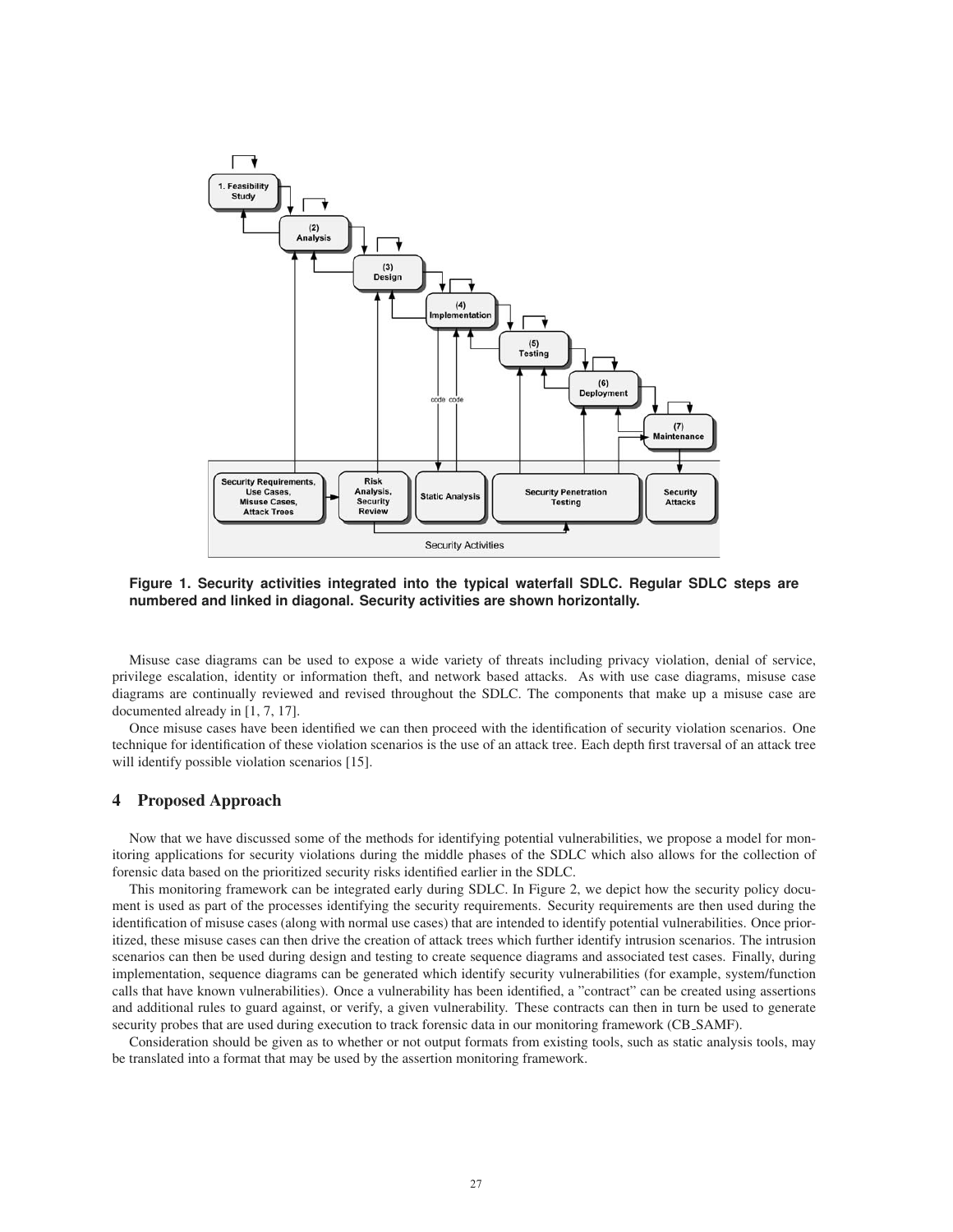Figure 1. Security activities integrated into the typical waterfall SDLC. Regular SDLC steps are numbered and linked in diagonal. Security activities are shown horizontally.

Misuse case diagrams can be used to expose a wide variety of threats including privacy violation, denial of service, privilege escalation, identity or information theft, and network based attacks. As with use case diagrams, misuse case diagrams are continually reviewed and revised throughout the SDLC. The components that make up a misuse case are documented already in [1, 7, 17].

Once misuse cases have been identified we can then proceed with the identification of security violation scenarios. One technique for identification of these violation scenarios is the use of an attack tree. Each depth first traversal of an attack tree will identify possible violation scenarios [15].

## 4 Proposed Approach

Now that we have discussed some of the methods for identifying potential vulnerabilities, we propose a model for monitoring applications for security violations during the middle phases of the SDLC which also allows for the collection of forensic data based on the prioritized security risks identified earlier in the SDLC.

This monitoring framework can be integrated early during SDLC. In Figure 2, we depict how the security policy document is used as part of the processes identifying the security requirements. Security requirements are then used during the identification of misuse cases (along with normal use cases) that are intended to identify potential vulnerabilities. Once prioritized, these misuse cases can then drive the creation of attack trees which further identify intrusion scenarios. The intrusion scenarios can then be used during design and testing to create sequence diagrams and associated test cases. Finally, during implementation, sequence diagrams can be generated which identify security vulnerabilities (for example, system/function calls that have known vulnerabilities). Once a vulnerability has been identified, a "contract" can be created using assertions and additional rules to guard against, or verify, a given vulnerability. These contracts can then in turn be used to generate security probes that are used during execution to track forensic data in our monitoring framework (CB_SAMF).

Consideration should be given as to whether or not output formats from existing tools, such as static analysis tools, may be translated into a format that may be used by the assertion monitoring framework.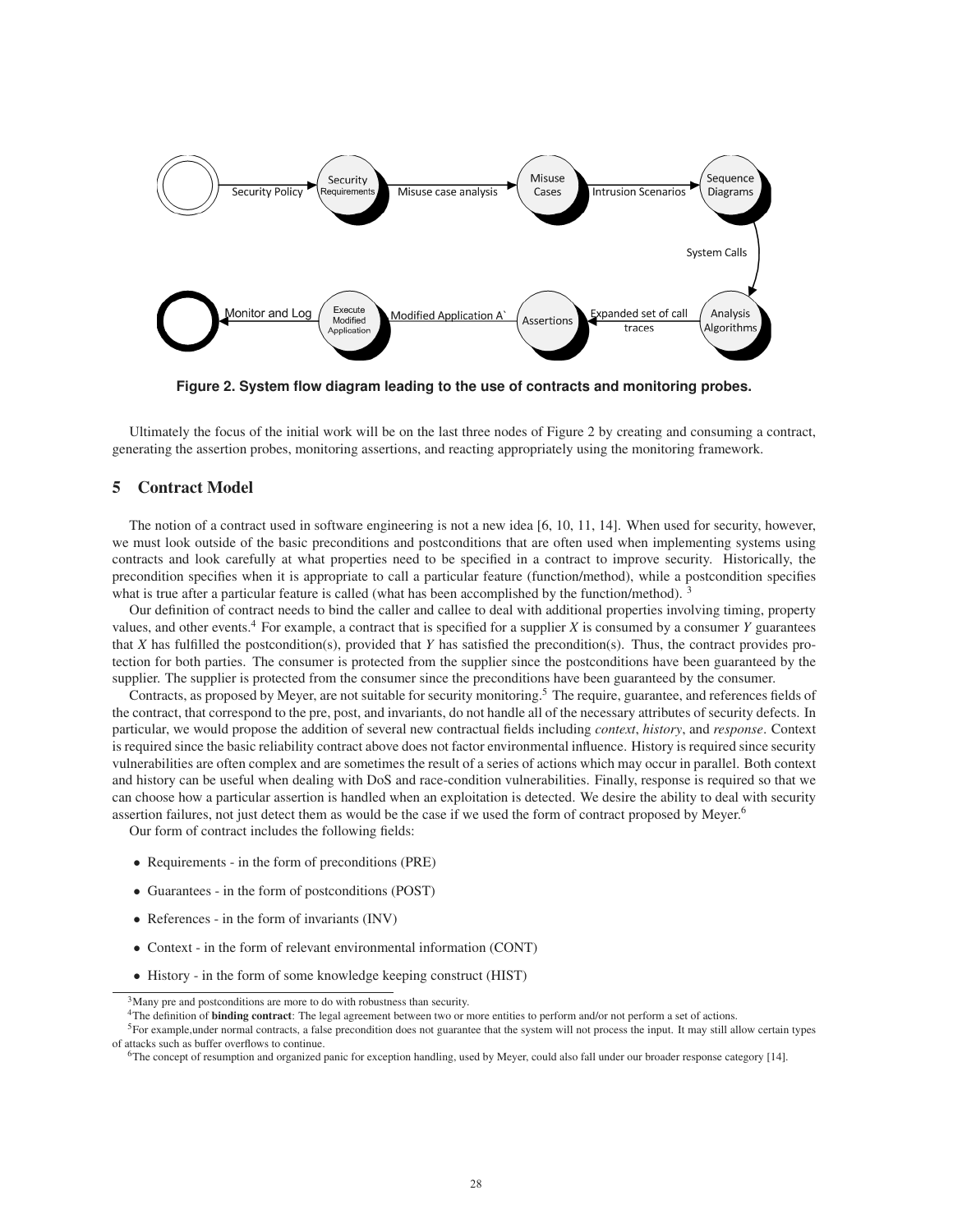Figure 2. System flow diagram leading to the use of contracts and monitoring probes.

Ultimately the focus of the initial work will be on the last three nodes of Figure 2 by creating and consuming a contract, generating the assertion probes, monitoring assertions, and reacting appropriately using the monitoring framework.

## 5 Contract Model

The notion of a contract used in software engineering is not a new idea [6, 10, 11, 14]. When used for security, however, we must look outside of the basic preconditions and postconditions that are often used when implementing systems using contracts and look carefully at what properties need to be specified in a contract to improve security. Historically, the precondition specifies when it is appropriate to call a particular feature (function/method), while a postcondition specifies what is true after a particular feature is called (what has been accomplished by the function/method). [3]

Our definition of contract needs to bind the caller and callee to deal with additional properties involving timing, property values, and other events.[4] For example, a contract that is specified for a supplier $X$ is consumed by a consumer $Y$ guarantees that $X$ has fulfilled the postcondition(s), provided that $Y$ has satisfied the precondition(s). Thus, the contract provides protection for both parties. The consumer is protected from the supplier since the postconditions have been guaranteed by the supplier. The supplier is protected from the consumer since the preconditions have been guaranteed by the consumer.

Contracts, as proposed by Meyer, are not suitable for security monitoring.[5] The require, guarantee, and references fields of the contract, that correspond to the pre, post, and invariants, do not handle all of the necessary attributes of security defects. In particular, we would propose the addition of several new contractual fields including *context*, *history*, and *response*. Context is required since the basic reliability contract above does not factor environmental influence. History is required since security vulnerabilities are often complex and are sometimes the result of a series of actions which may occur in parallel. Both context and history can be useful when dealing with DoS and race-condition vulnerabilities. Finally, response is required so that we can choose how a particular assertion is handled when an exploitation is detected. We desire the ability to deal with security assertion failures, not just detect them as would be the case if we used the form of contract proposed by Meyer.[6]

Our form of contract includes the following fields:

- Requirements - in the form of preconditions (PRE)
- Guarantees - in the form of postconditions (POST)
- References - in the form of invariants (INV)
- Context - in the form of relevant environmental information (CONT)
- History - in the form of some knowledge keeping construct (HIST)

---

[3] Many pre and postconditions are more to do with robustness than security.

[4] The definition of **binding contract**: The legal agreement between two or more entities to perform and/or not perform a set of actions.

[5] For example,under normal contracts, a false precondition does not guarantee that the system will not process the input. It may still allow certain types of attacks such as buffer overflows to continue.

[6] The concept of resumption and organized panic for exception handling, used by Meyer, could also fall under our broader response category [14].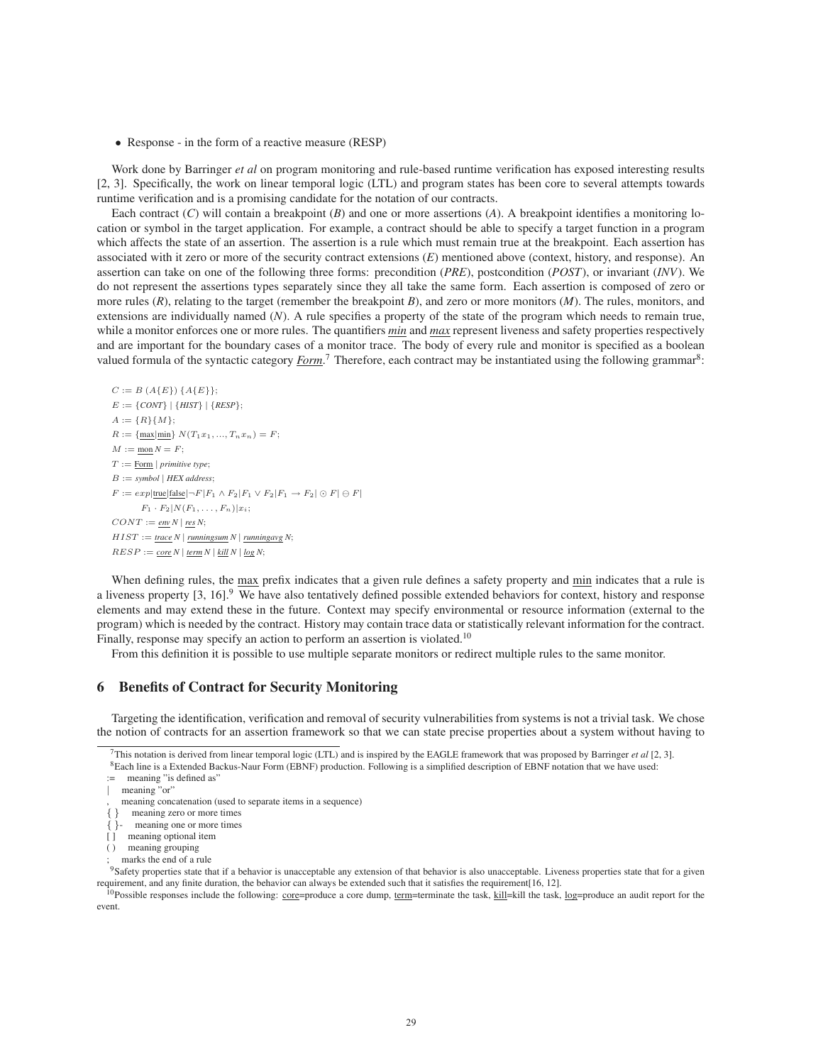- Response - in the form of a reactive measure (RESP)

Work done by Barringer *et al* on program monitoring and rule-based runtime verification has exposed interesting results [2, 3]. Specifically, the work on linear temporal logic (LTL) and program states has been core to several attempts towards runtime verification and is a promising candidate for the notation of our contracts.

Each contract (*C*) will contain a breakpoint (*B*) and one or more assertions (*A*). A breakpoint identifies a monitoring location or symbol in the target application. For example, a contract should be able to specify a target function in a program which affects the state of an assertion. The assertion is a rule which must remain true at the breakpoint. Each assertion has associated with it zero or more of the security contract extensions (*E*) mentioned above (context, history, and response). An assertion can take on one of the following three forms: precondition (*PRE*), postcondition (*POST*), or invariant (*INV*). We do not represent the assertions types separately since they all take the same form. Each assertion is composed of zero or more rules (*R*), relating to the target (remember the breakpoint *B*), and zero or more monitors (*M*). The rules, monitors, and extensions are individually named (*N*). A rule specifies a property of the state of the program which needs to remain true, while a monitor enforces one or more rules. The quantifiers *min* and *max* represent liveness and safety properties respectively and are important for the boundary cases of a monitor trace. The body of every rule and monitor is specified as a boolean valued formula of the syntactic category *Form*.[7] Therefore, each contract may be instantiated using the following grammar[8]:

$C := B\ (A\{E\})\ \{A\{E\}\};$

$E := \{CONT\} \mid \{HIST\} \mid \{RESP\};$

$A := \{R\}\{M\};$

$R := \{\underline{\text{max}}|\underline{\text{min}}\}\ N(T_1 x_1, ..., T_n x_n) = F;$

$M := \underline{\text{mon}}\ N = F;$

$T := \underline{\text{Form}} \mid \textit{primitive type};$

$B := \textit{symbol} \mid \textit{HEX address};$

$F := exp|\underline{\text{true}}|\underline{\text{false}}|\neg F|F_1 \wedge F_2|F_1 \vee F_2|F_1 \rightarrow F_2|\odot F|\ominus F|$
$\quad\quad F_1 \cdot F_2|N(F_1, \ldots, F_n)|x_i;$

$CONT := \underline{\textit{env}}\ N \mid \underline{\textit{res}}\ N;$

$HIST := \underline{\textit{trace}}\ N \mid \underline{\textit{runningsum}}\ N \mid \underline{\textit{runningavg}}\ N;$

$RESP := \underline{\textit{core}}\ N \mid \underline{\textit{term}}\ N \mid \underline{\textit{kill}}\ N \mid \underline{\textit{log}}\ N;$

When defining rules, the max prefix indicates that a given rule defines a safety property and min indicates that a rule is a liveness property [3, 16].[9] We have also tentatively defined possible extended behaviors for context, history and response elements and may extend these in the future. Context may specify environmental or resource information (external to the program) which is needed by the contract. History may contain trace data or statistically relevant information for the contract. Finally, response may specify an action to perform an assertion is violated.[10]

From this definition it is possible to use multiple separate monitors or redirect multiple rules to the same monitor.

## 6 Benefits of Contract for Security Monitoring

Targeting the identification, verification and removal of security vulnerabilities from systems is not a trivial task. We chose the notion of contracts for an assertion framework so that we can state precise properties about a system without having to

---

[7] This notation is derived from linear temporal logic (LTL) and is inspired by the EAGLE framework that was proposed by Barringer *et al* [2, 3].

[8] Each line is a Extended Backus-Naur Form (EBNF) production. Following is a simplified description of EBNF notation that we have used:

- := meaning "is defined as"
- | meaning "or"
- , meaning concatenation (used to separate items in a sequence)
- { } meaning zero or more times
- { }- meaning one or more times
- [ ] meaning optional item
- ( ) meaning grouping
- ; marks the end of a rule

[9] Safety properties state that if a behavior is unacceptable any extension of that behavior is also unacceptable. Liveness properties state that for a given requirement, and any finite duration, the behavior can always be extended such that it satisfies the requirement[16, 12].

[10] Possible responses include the following: core=produce a core dump, term=terminate the task, kill=kill the task, log=produce an audit report for the event.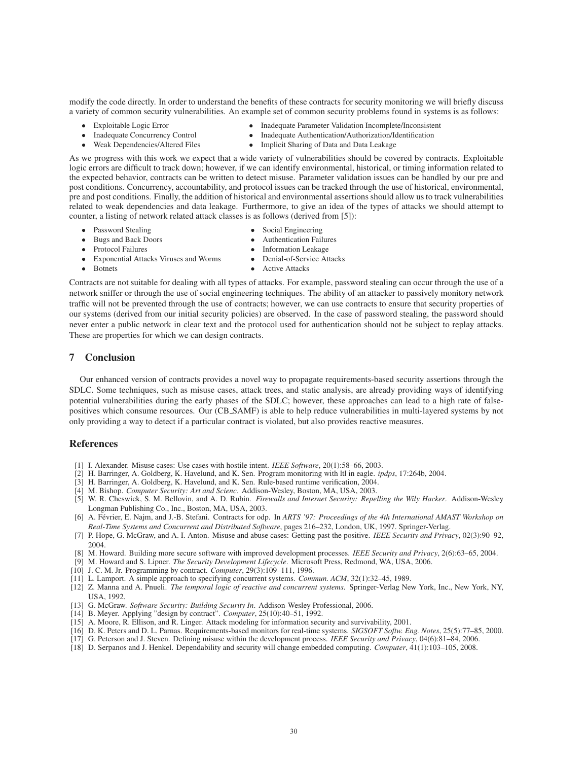modify the code directly. In order to understand the benefits of these contracts for security monitoring we will briefly discuss a variety of common security vulnerabilities. An example set of common security problems found in systems is as follows:

- Exploitable Logic Error
- Inadequate Concurrency Control
- Weak Dependencies/Altered Files
- Inadequate Parameter Validation Incomplete/Inconsistent
- Inadequate Authentication/Authorization/Identification
- Implicit Sharing of Data and Data Leakage

As we progress with this work we expect that a wide variety of vulnerabilities should be covered by contracts. Exploitable logic errors are difficult to track down; however, if we can identify environmental, historical, or timing information related to the expected behavior, contracts can be written to detect misuse. Parameter validation issues can be handled by our pre and post conditions. Concurrency, accountability, and protocol issues can be tracked through the use of historical, environmental, pre and post conditions. Finally, the addition of historical and environmental assertions should allow us to track vulnerabilities related to weak dependencies and data leakage. Furthermore, to give an idea of the types of attacks we should attempt to counter, a listing of network related attack classes is as follows (derived from [5]):

- Password Stealing
- Bugs and Back Doors
- Protocol Failures
- Exponential Attacks Viruses and Worms
- Botnets
- Social Engineering
- Authentication Failures
- Information Leakage
- Denial-of-Service Attacks
- Active Attacks

Contracts are not suitable for dealing with all types of attacks. For example, password stealing can occur through the use of a network sniffer or through the use of social engineering techniques. The ability of an attacker to passively monitory network traffic will not be prevented through the use of contracts; however, we can use contracts to ensure that security properties of our systems (derived from our initial security policies) are observed. In the case of password stealing, the password should never enter a public network in clear text and the protocol used for authentication should not be subject to replay attacks. These are properties for which we can design contracts.

## 7 Conclusion

Our enhanced version of contracts provides a novel way to propagate requirements-based security assertions through the SDLC. Some techniques, such as misuse cases, attack trees, and static analysis, are already providing ways of identifying potential vulnerabilities during the early phases of the SDLC; however, these approaches can lead to a high rate of false-positives which consume resources. Our (CB_SAMF) is able to help reduce vulnerabilities in multi-layered systems by not only providing a way to detect if a particular contract is violated, but also provides reactive measures.

## References

[1] I. Alexander. Misuse cases: Use cases with hostile intent. *IEEE Software*, 20(1):58–66, 2003.

[2] H. Barringer, A. Goldberg, K. Havelund, and K. Sen. Program monitoring with ltl in eagle. *ipdps*, 17:264b, 2004.

[3] H. Barringer, A. Goldberg, K. Havelund, and K. Sen. Rule-based runtime verification, 2004.

[4] M. Bishop. *Computer Security: Art and Scienc*. Addison-Wesley, Boston, MA, USA, 2003.

[5] W. R. Cheswick, S. M. Bellovin, and A. D. Rubin. *Firewalls and Internet Security: Repelling the Wily Hacker*. Addison-Wesley Longman Publishing Co., Inc., Boston, MA, USA, 2003.

[6] A. Février, E. Najm, and J.-B. Stefani. Contracts for odp. In *ARTS '97: Proceedings of the 4th International AMAST Workshop on Real-Time Systems and Concurrent and Distributed Software*, pages 216–232, London, UK, 1997. Springer-Verlag.

[7] P. Hope, G. McGraw, and A. I. Anton. Misuse and abuse cases: Getting past the positive. *IEEE Security and Privacy*, 02(3):90–92, 2004.

[8] M. Howard. Building more secure software with improved development processes. *IEEE Security and Privacy*, 2(6):63–65, 2004.

[9] M. Howard and S. Lipner. *The Security Development Lifecycle*. Microsoft Press, Redmond, WA, USA, 2006.

[10] J. C. M. Jr. Programming by contract. *Computer*, 29(3):109–111, 1996.

[11] L. Lamport. A simple approach to specifying concurrent systems. *Commun. ACM*, 32(1):32–45, 1989.

[12] Z. Manna and A. Pnueli. *The temporal logic of reactive and concurrent systems*. Springer-Verlag New York, Inc., New York, NY, USA, 1992.

[13] G. McGraw. *Software Security: Building Security In*. Addison-Wesley Professional, 2006.

[14] B. Meyer. Applying "design by contract". *Computer*, 25(10):40–51, 1992.

[15] A. Moore, R. Ellison, and R. Linger. Attack modeling for information security and survivability, 2001.

[16] D. K. Peters and D. L. Parnas. Requirements-based monitors for real-time systems. *SIGSOFT Softw. Eng. Notes*, 25(5):77–85, 2000.

[17] G. Peterson and J. Steven. Defining misuse within the development process. *IEEE Security and Privacy*, 04(6):81–84, 2006.

[18] D. Serpanos and J. Henkel. Dependability and security will change embedded computing. *Computer*, 41(1):103–105, 2008.